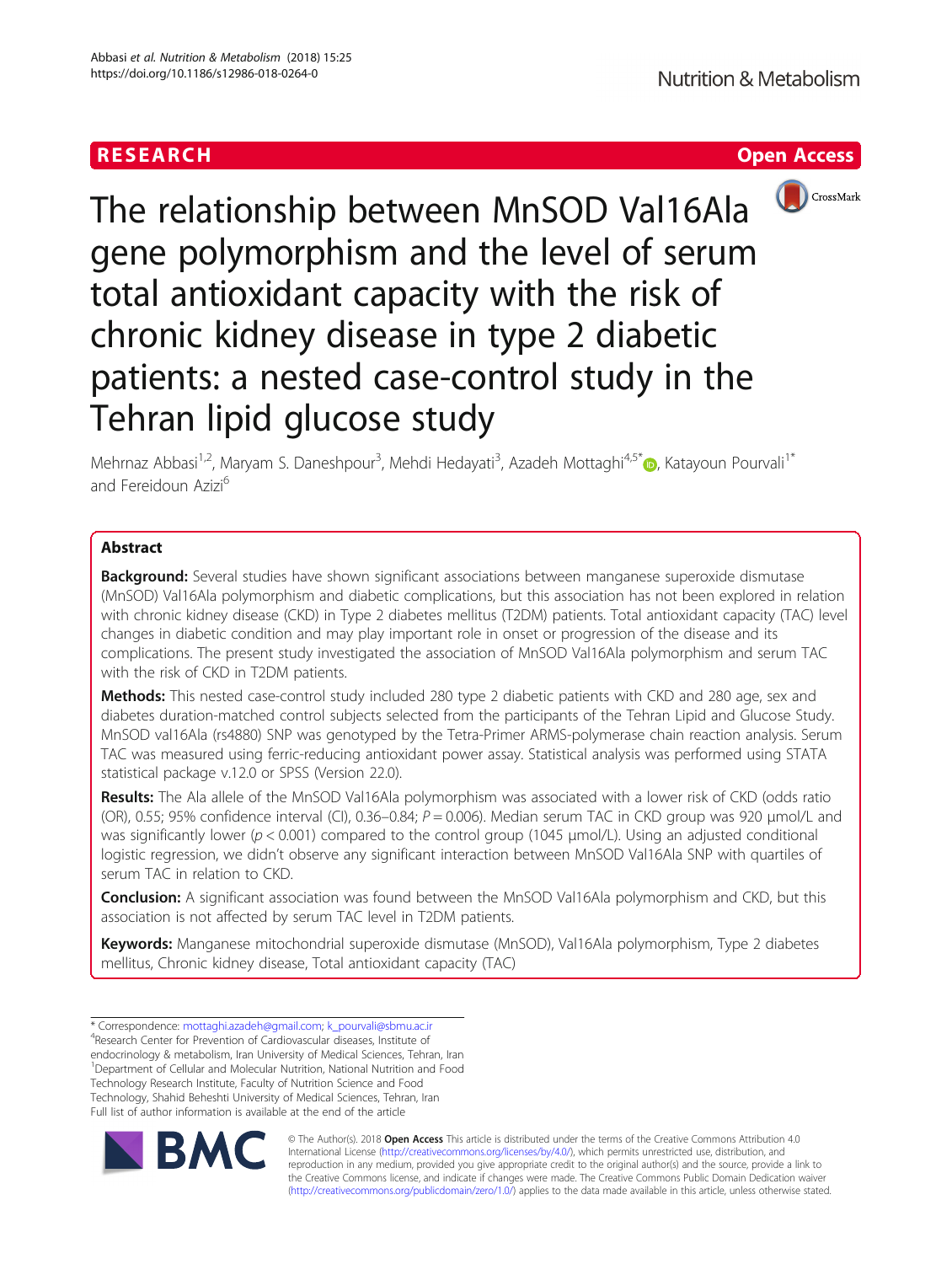RESEARCH Open Access

# The relationship between MnSOD Val16Ala gene polymorphism and the level of serum total antioxidant capacity with the risk of chronic kidney disease in type 2 diabetic patients: a nested case-control study in the Tehran lipid glucose study

Mehrnaz Abbasi[1,2], Maryam S. Daneshpour[3], Mehdi Hedayati[3], Azadeh Mottaghi[4,5*], Katayoun Pourvali[1*] and Fereidoun Azizi[6]

## Abstract

**Background:** Several studies have shown significant associations between manganese superoxide dismutase (MnSOD) Val16Ala polymorphism and diabetic complications, but this association has not been explored in relation with chronic kidney disease (CKD) in Type 2 diabetes mellitus (T2DM) patients. Total antioxidant capacity (TAC) level changes in diabetic condition and may play important role in onset or progression of the disease and its complications. The present study investigated the association of MnSOD Val16Ala polymorphism and serum TAC with the risk of CKD in T2DM patients.

**Methods:** This nested case-control study included 280 type 2 diabetic patients with CKD and 280 age, sex and diabetes duration-matched control subjects selected from the participants of the Tehran Lipid and Glucose Study. MnSOD val16Ala (rs4880) SNP was genotyped by the Tetra-Primer ARMS-polymerase chain reaction analysis. Serum TAC was measured using ferric-reducing antioxidant power assay. Statistical analysis was performed using STATA statistical package v.12.0 or SPSS (Version 22.0).

**Results:** The Ala allele of the MnSOD Val16Ala polymorphism was associated with a lower risk of CKD (odds ratio (OR), 0.55; 95% confidence interval (CI), 0.36–0.84; $P = 0.006$). Median serum TAC in CKD group was 920 μmol/L and was significantly lower ($p < 0.001$) compared to the control group (1045 μmol/L). Using an adjusted conditional logistic regression, we didn't observe any significant interaction between MnSOD Val16Ala SNP with quartiles of serum TAC in relation to CKD.

**Conclusion:** A significant association was found between the MnSOD Val16Ala polymorphism and CKD, but this association is not affected by serum TAC level in T2DM patients.

**Keywords:** Manganese mitochondrial superoxide dismutase (MnSOD), Val16Ala polymorphism, Type 2 diabetes mellitus, Chronic kidney disease, Total antioxidant capacity (TAC)

* Correspondence: mottaghi.azadeh@gmail.com; k_pourvali@sbmu.ac.ir
[4]Research Center for Prevention of Cardiovascular diseases, Institute of endocrinology & metabolism, Iran University of Medical Sciences, Tehran, Iran
[1]Department of Cellular and Molecular Nutrition, National Nutrition and Food Technology Research Institute, Faculty of Nutrition Science and Food Technology, Shahid Beheshti University of Medical Sciences, Tehran, Iran
Full list of author information is available at the end of the article

© The Author(s). 2018 **Open Access** This article is distributed under the terms of the Creative Commons Attribution 4.0 International License (http://creativecommons.org/licenses/by/4.0/), which permits unrestricted use, distribution, and reproduction in any medium, provided you give appropriate credit to the original author(s) and the source, provide a link to the Creative Commons license, and indicate if changes were made. The Creative Commons Public Domain Dedication waiver (http://creativecommons.org/publicdomain/zero/1.0/) applies to the data made available in this article, unless otherwise stated.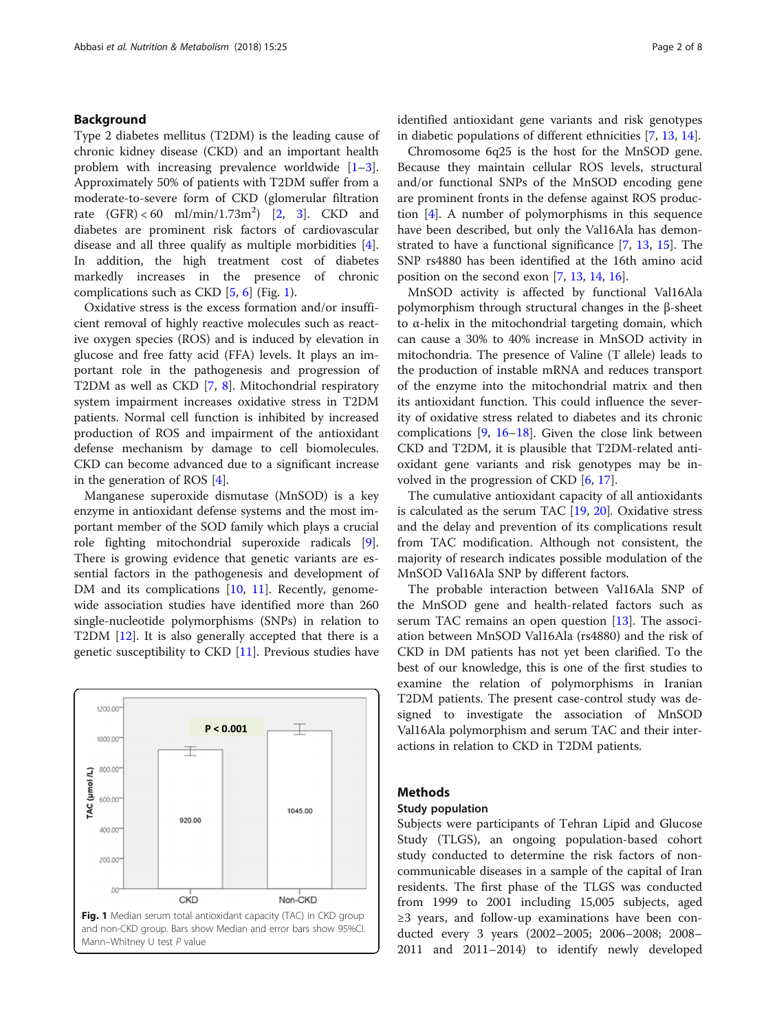## Background

Type 2 diabetes mellitus (T2DM) is the leading cause of chronic kidney disease (CKD) and an important health problem with increasing prevalence worldwide [1–3]. Approximately 50% of patients with T2DM suffer from a moderate-to-severe form of CKD (glomerular filtration rate (GFR) < 60 ml/min/1.73m$^2$) [2, 3]. CKD and diabetes are prominent risk factors of cardiovascular disease and all three qualify as multiple morbidities [4]. In addition, the high treatment cost of diabetes markedly increases in the presence of chronic complications such as CKD [5, 6] (Fig. 1).

Oxidative stress is the excess formation and/or insufficient removal of highly reactive molecules such as reactive oxygen species (ROS) and is induced by elevation in glucose and free fatty acid (FFA) levels. It plays an important role in the pathogenesis and progression of T2DM as well as CKD [7, 8]. Mitochondrial respiratory system impairment increases oxidative stress in T2DM patients. Normal cell function is inhibited by increased production of ROS and impairment of the antioxidant defense mechanism by damage to cell biomolecules. CKD can become advanced due to a significant increase in the generation of ROS [4].

Manganese superoxide dismutase (MnSOD) is a key enzyme in antioxidant defense systems and the most important member of the SOD family which plays a crucial role fighting mitochondrial superoxide radicals [9]. There is growing evidence that genetic variants are essential factors in the pathogenesis and development of DM and its complications [10, 11]. Recently, genome-wide association studies have identified more than 260 single-nucleotide polymorphisms (SNPs) in relation to T2DM [12]. It is also generally accepted that there is a genetic susceptibility to CKD [11]. Previous studies have identified antioxidant gene variants and risk genotypes in diabetic populations of different ethnicities [7, 13, 14].

Chromosome 6q25 is the host for the MnSOD gene. Because they maintain cellular ROS levels, structural and/or functional SNPs of the MnSOD encoding gene are prominent fronts in the defense against ROS production [4]. A number of polymorphisms in this sequence have been described, but only the Val16Ala has demonstrated to have a functional significance [7, 13, 15]. The SNP rs4880 has been identified at the 16th amino acid position on the second exon [7, 13, 14, 16].

MnSOD activity is affected by functional Val16Ala polymorphism through structural changes in the β-sheet to α-helix in the mitochondrial targeting domain, which can cause a 30% to 40% increase in MnSOD activity in mitochondria. The presence of Valine (T allele) leads to the production of instable mRNA and reduces transport of the enzyme into the mitochondrial matrix and then its antioxidant function. This could influence the severity of oxidative stress related to diabetes and its chronic complications [9, 16–18]. Given the close link between CKD and T2DM, it is plausible that T2DM-related antioxidant gene variants and risk genotypes may be involved in the progression of CKD [6, 17].

The cumulative antioxidant capacity of all antioxidants is calculated as the serum TAC [19, 20]. Oxidative stress and the delay and prevention of its complications result from TAC modification. Although not consistent, the majority of research indicates possible modulation of the MnSOD Val16Ala SNP by different factors.

The probable interaction between Val16Ala SNP of the MnSOD gene and health-related factors such as serum TAC remains an open question [13]. The association between MnSOD Val16Ala (rs4880) and the risk of CKD in DM patients has not yet been clarified. To the best of our knowledge, this is one of the first studies to examine the relation of polymorphisms in Iranian T2DM patients. The present case-control study was designed to investigate the association of MnSOD Val16Ala polymorphism and serum TAC and their interactions in relation to CKD in T2DM patients.

**Fig. 1** Median serum total antioxidant capacity (TAC) in CKD group and non-CKD group. Bars show Median and error bars show 95%CI. Mann–Whitney U test *P* value

## Methods

### Study population

Subjects were participants of Tehran Lipid and Glucose Study (TLGS), an ongoing population-based cohort study conducted to determine the risk factors of non-communicable diseases in a sample of the capital of Iran residents. The first phase of the TLGS was conducted from 1999 to 2001 including 15,005 subjects, aged ≥3 years, and follow-up examinations have been conducted every 3 years (2002–2005; 2006–2008; 2008–2011 and 2011–2014) to identify newly developed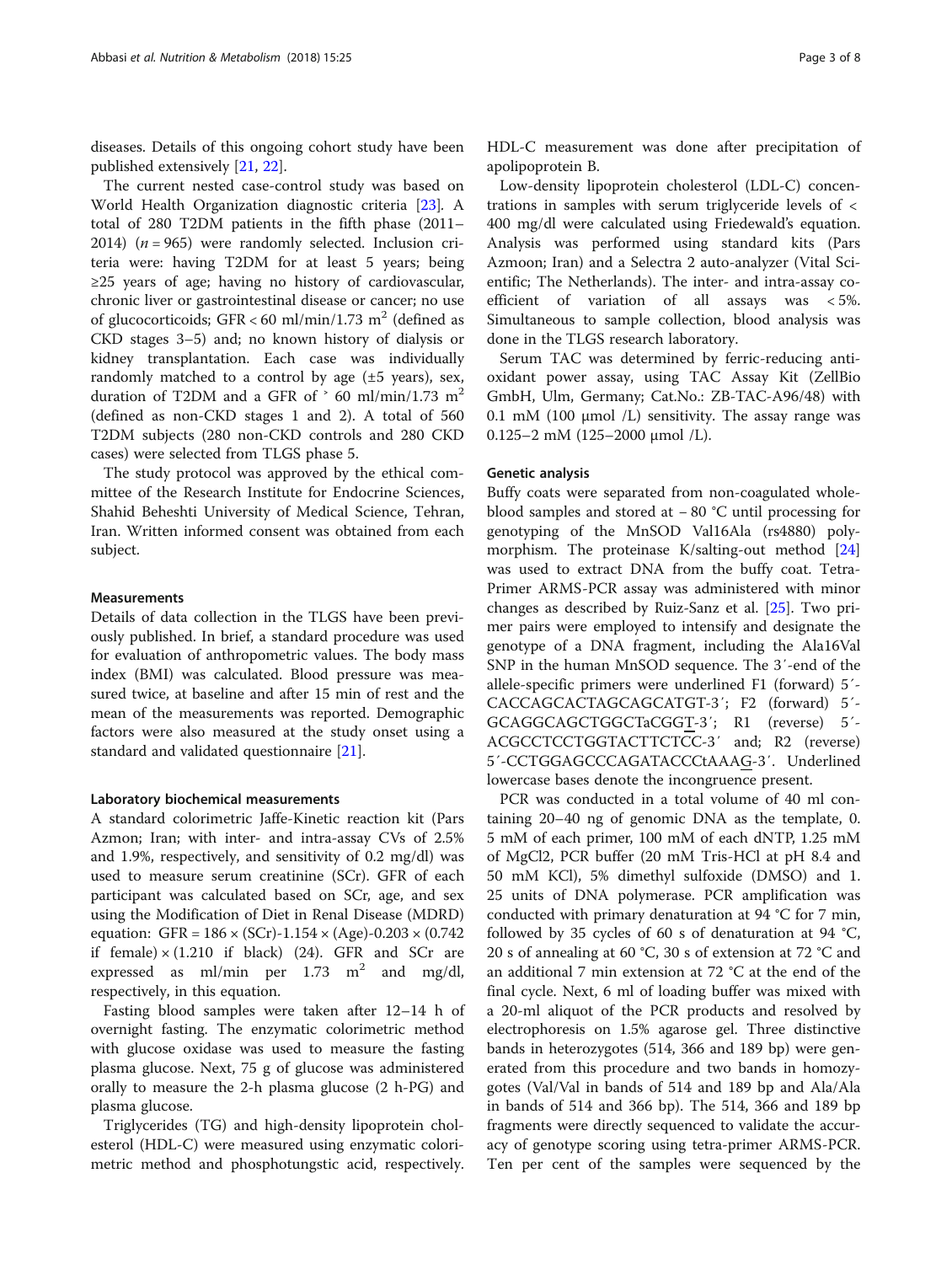diseases. Details of this ongoing cohort study have been published extensively [21, 22].

The current nested case-control study was based on World Health Organization diagnostic criteria [23]. A total of 280 T2DM patients in the fifth phase (2011–2014) ($n = 965$) were randomly selected. Inclusion criteria were: having T2DM for at least 5 years; being ≥25 years of age; having no history of cardiovascular, chronic liver or gastrointestinal disease or cancer; no use of glucocorticoids; GFR < 60 ml/min/1.73 $m^2$ (defined as CKD stages 3–5) and; no known history of dialysis or kidney transplantation. Each case was individually randomly matched to a control by age (±5 years), sex, duration of T2DM and a GFR of ˃ 60 ml/min/1.73 $m^2$ (defined as non-CKD stages 1 and 2). A total of 560 T2DM subjects (280 non-CKD controls and 280 CKD cases) were selected from TLGS phase 5.

The study protocol was approved by the ethical committee of the Research Institute for Endocrine Sciences, Shahid Beheshti University of Medical Science, Tehran, Iran. Written informed consent was obtained from each subject.

### Measurements

Details of data collection in the TLGS have been previously published. In brief, a standard procedure was used for evaluation of anthropometric values. The body mass index (BMI) was calculated. Blood pressure was measured twice, at baseline and after 15 min of rest and the mean of the measurements was reported. Demographic factors were also measured at the study onset using a standard and validated questionnaire [21].

#### Laboratory biochemical measurements

A standard colorimetric Jaffe-Kinetic reaction kit (Pars Azmon; Iran; with inter- and intra-assay CVs of 2.5% and 1.9%, respectively, and sensitivity of 0.2 mg/dl) was used to measure serum creatinine (SCr). GFR of each participant was calculated based on SCr, age, and sex using the Modification of Diet in Renal Disease (MDRD) equation: GFR = 186 × (SCr)-1.154 × (Age)-0.203 × (0.742 if female) × (1.210 if black) (24). GFR and SCr are expressed as ml/min per 1.73 $m^2$ and mg/dl, respectively, in this equation.

Fasting blood samples were taken after 12–14 h of overnight fasting. The enzymatic colorimetric method with glucose oxidase was used to measure the fasting plasma glucose. Next, 75 g of glucose was administered orally to measure the 2-h plasma glucose (2 h-PG) and plasma glucose.

Triglycerides (TG) and high-density lipoprotein cholesterol (HDL-C) were measured using enzymatic colorimetric method and phosphotungstic acid, respectively. HDL-C measurement was done after precipitation of apolipoprotein B.

Low-density lipoprotein cholesterol (LDL-C) concentrations in samples with serum triglyceride levels of < 400 mg/dl were calculated using Friedewald's equation. Analysis was performed using standard kits (Pars Azmoon; Iran) and a Selectra 2 auto-analyzer (Vital Scientific; The Netherlands). The inter- and intra-assay coefficient of variation of all assays was < 5%. Simultaneous to sample collection, blood analysis was done in the TLGS research laboratory.

Serum TAC was determined by ferric-reducing antioxidant power assay, using TAC Assay Kit (ZellBio GmbH, Ulm, Germany; Cat.No.: ZB-TAC-A96/48) with 0.1 mM (100 μmol /L) sensitivity. The assay range was 0.125–2 mM (125–2000 μmol /L).

### Genetic analysis

Buffy coats were separated from non-coagulated whole-blood samples and stored at − 80 °C until processing for genotyping of the MnSOD Val16Ala (rs4880) polymorphism. The proteinase K/salting-out method [24] was used to extract DNA from the buffy coat. Tetra-Primer ARMS-PCR assay was administered with minor changes as described by Ruiz-Sanz et al. [25]. Two primer pairs were employed to intensify and designate the genotype of a DNA fragment, including the Ala16Val SNP in the human MnSOD sequence. The 3′-end of the allele-specific primers were underlined F1 (forward) 5′-CACCAGCACTAGCAGCATGT-3′; F2 (forward) 5′-GCAGGCAGCTGGCTaCGG<u>T</u>-3′; R1 (reverse) 5′-ACGCCTCCTGGTACTTCTC<u>C</u>C-3′ and; R2 (reverse) 5′-CCTGGAGCCCAGATACCCtAAA<u>G</u>-3′. Underlined lowercase bases denote the incongruence present.

PCR was conducted in a total volume of 40 ml containing 20–40 ng of genomic DNA as the template, 0.5 mM of each primer, 100 mM of each dNTP, 1.25 mM of $MgCl_2$, PCR buffer (20 mM Tris-HCl at pH 8.4 and 50 mM KCl), 5% dimethyl sulfoxide (DMSO) and 1.25 units of DNA polymerase. PCR amplification was conducted with primary denaturation at 94 °C for 7 min, followed by 35 cycles of 60 s of denaturation at 94 °C, 20 s of annealing at 60 °C, 30 s of extension at 72 °C and an additional 7 min extension at 72 °C at the end of the final cycle. Next, 6 ml of loading buffer was mixed with a 20-ml aliquot of the PCR products and resolved by electrophoresis on 1.5% agarose gel. Three distinctive bands in heterozygotes (514, 366 and 189 bp) were generated from this procedure and two bands in homozygotes (Val/Val in bands of 514 and 189 bp and Ala/Ala in bands of 514 and 366 bp). The 514, 366 and 189 bp fragments were directly sequenced to validate the accuracy of genotype scoring using tetra-primer ARMS-PCR. Ten per cent of the samples were sequenced by the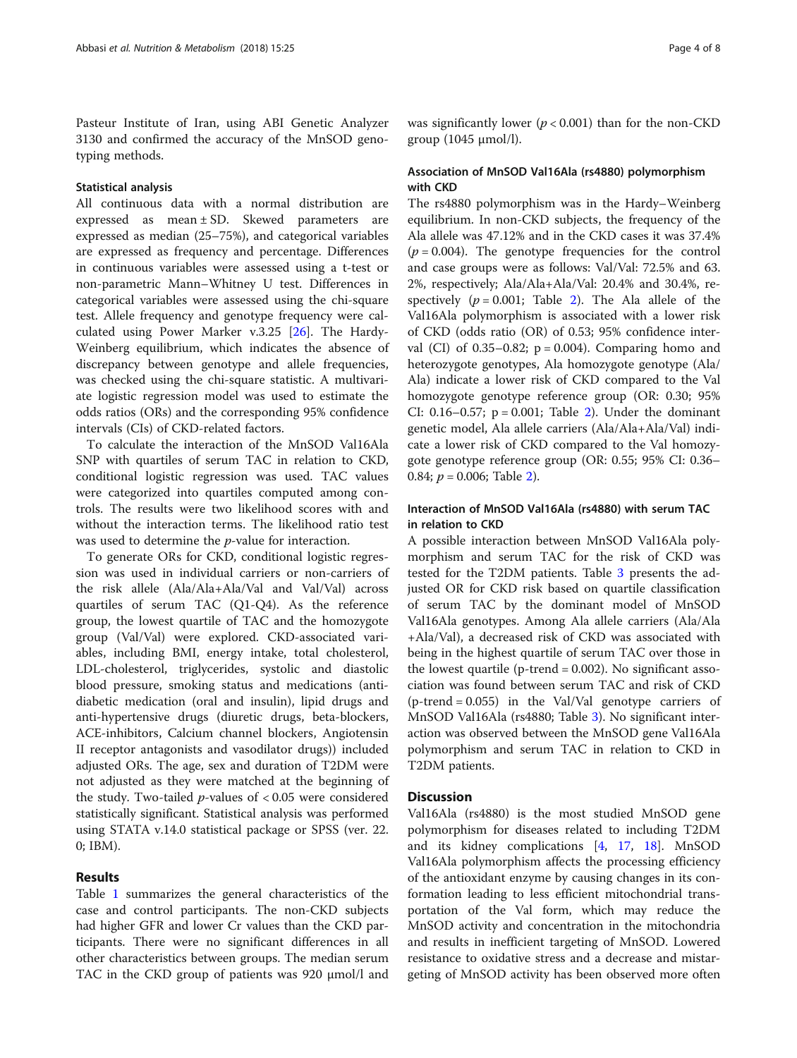Pasteur Institute of Iran, using ABI Genetic Analyzer 3130 and confirmed the accuracy of the MnSOD genotyping methods.

### Statistical analysis

All continuous data with a normal distribution are expressed as mean ± SD. Skewed parameters are expressed as median (25–75%), and categorical variables are expressed as frequency and percentage. Differences in continuous variables were assessed using a t-test or non-parametric Mann–Whitney U test. Differences in categorical variables were assessed using the chi-square test. Allele frequency and genotype frequency were calculated using Power Marker v.3.25 [26]. The Hardy-Weinberg equilibrium, which indicates the absence of discrepancy between genotype and allele frequencies, was checked using the chi-square statistic. A multivariate logistic regression model was used to estimate the odds ratios (ORs) and the corresponding 95% confidence intervals (CIs) of CKD-related factors.

To calculate the interaction of the MnSOD Val16Ala SNP with quartiles of serum TAC in relation to CKD, conditional logistic regression was used. TAC values were categorized into quartiles computed among controls. The results were two likelihood scores with and without the interaction terms. The likelihood ratio test was used to determine the *p*-value for interaction.

To generate ORs for CKD, conditional logistic regression was used in individual carriers or non-carriers of the risk allele (Ala/Ala+Ala/Val and Val/Val) across quartiles of serum TAC (Q1-Q4). As the reference group, the lowest quartile of TAC and the homozygote group (Val/Val) were explored. CKD-associated variables, including BMI, energy intake, total cholesterol, LDL-cholesterol, triglycerides, systolic and diastolic blood pressure, smoking status and medications (anti-diabetic medication (oral and insulin), lipid drugs and anti-hypertensive drugs (diuretic drugs, beta-blockers, ACE-inhibitors, Calcium channel blockers, Angiotensin II receptor antagonists and vasodilator drugs)) included adjusted ORs. The age, sex and duration of T2DM were not adjusted as they were matched at the beginning of the study. Two-tailed *p*-values of $< 0.05$ were considered statistically significant. Statistical analysis was performed using STATA v.14.0 statistical package or SPSS (ver. 22.0; IBM).

## Results

Table 1 summarizes the general characteristics of the case and control participants. The non-CKD subjects had higher GFR and lower Cr values than the CKD participants. There were no significant differences in all other characteristics between groups. The median serum TAC in the CKD group of patients was 920 μmol/l and was significantly lower ($p < 0.001$) than for the non-CKD group (1045 μmol/l).

### Association of MnSOD Val16Ala (rs4880) polymorphism with CKD

The rs4880 polymorphism was in the Hardy–Weinberg equilibrium. In non-CKD subjects, the frequency of the Ala allele was 47.12% and in the CKD cases it was 37.4% ($p = 0.004$). The genotype frequencies for the control and case groups were as follows: Val/Val: 72.5% and 63.2%, respectively; Ala/Ala+Ala/Val: 20.4% and 30.4%, respectively ($p = 0.001$; Table 2). The Ala allele of the Val16Ala polymorphism is associated with a lower risk of CKD (odds ratio (OR) of 0.53; 95% confidence interval (CI) of 0.35–0.82; $p = 0.004$). Comparing homo and heterozygote genotypes, Ala homozygote genotype (Ala/Ala) indicate a lower risk of CKD compared to the Val homozygote genotype reference group (OR: 0.30; 95% CI: 0.16–0.57; $p = 0.001$; Table 2). Under the dominant genetic model, Ala allele carriers (Ala/Ala+Ala/Val) indicate a lower risk of CKD compared to the Val homozygote genotype reference group (OR: 0.55; 95% CI: 0.36–0.84; $p = 0.006$; Table 2).

### Interaction of MnSOD Val16Ala (rs4880) with serum TAC in relation to CKD

A possible interaction between MnSOD Val16Ala polymorphism and serum TAC for the risk of CKD was tested for the T2DM patients. Table 3 presents the adjusted OR for CKD risk based on quartile classification of serum TAC by the dominant model of MnSOD Val16Ala genotypes. Among Ala allele carriers (Ala/Ala+Ala/Val), a decreased risk of CKD was associated with being in the highest quartile of serum TAC over those in the lowest quartile (p-trend = 0.002). No significant association was found between serum TAC and risk of CKD (p-trend = 0.055) in the Val/Val genotype carriers of MnSOD Val16Ala (rs4880; Table 3). No significant interaction was observed between the MnSOD gene Val16Ala polymorphism and serum TAC in relation to CKD in T2DM patients.

## Discussion

Val16Ala (rs4880) is the most studied MnSOD gene polymorphism for diseases related to including T2DM and its kidney complications [4, 17, 18]. MnSOD Val16Ala polymorphism affects the processing efficiency of the antioxidant enzyme by causing changes in its conformation leading to less efficient mitochondrial transportation of the Val form, which may reduce the MnSOD activity and concentration in the mitochondria and results in inefficient targeting of MnSOD. Lowered resistance to oxidative stress and a decrease and mistargeting of MnSOD activity has been observed more often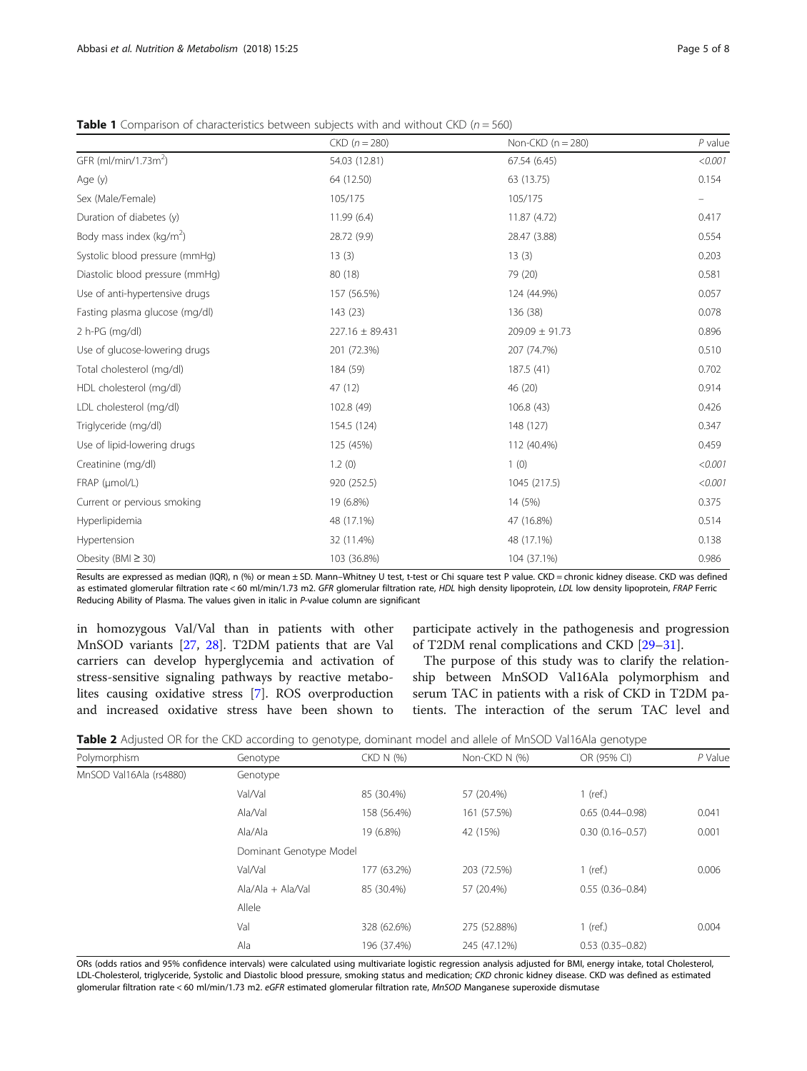**Table 1** Comparison of characteristics between subjects with and without CKD ($n = 560$)

| | CKD ($n = 280$) | Non-CKD (n = 280) | *P* value |
|---|---|---|---|
| GFR (ml/min/1.73m$^2$) | 54.03 (12.81) | 67.54 (6.45) | *<0.001* |
| Age (y) | 64 (12.50) | 63 (13.75) | 0.154 |
| Sex (Male/Female) | 105/175 | 105/175 | – |
| Duration of diabetes (y) | 11.99 (6.4) | 11.87 (4.72) | 0.417 |
| Body mass index (kg/m$^2$) | 28.72 (9.9) | 28.47 (3.88) | 0.554 |
| Systolic blood pressure (mmHg) | 13 (3) | 13 (3) | 0.203 |
| Diastolic blood pressure (mmHg) | 80 (18) | 79 (20) | 0.581 |
| Use of anti-hypertensive drugs | 157 (56.5%) | 124 (44.9%) | 0.057 |
| Fasting plasma glucose (mg/dl) | 143 (23) | 136 (38) | 0.078 |
| 2 h-PG (mg/dl) | 227.16 ± 89.431 | 209.09 ± 91.73 | 0.896 |
| Use of glucose-lowering drugs | 201 (72.3%) | 207 (74.7%) | 0.510 |
| Total cholesterol (mg/dl) | 184 (59) | 187.5 (41) | 0.702 |
| HDL cholesterol (mg/dl) | 47 (12) | 46 (20) | 0.914 |
| LDL cholesterol (mg/dl) | 102.8 (49) | 106.8 (43) | 0.426 |
| Triglyceride (mg/dl) | 154.5 (124) | 148 (127) | 0.347 |
| Use of lipid-lowering drugs | 125 (45%) | 112 (40.4%) | 0.459 |
| Creatinine (mg/dl) | 1.2 (0) | 1 (0) | *<0.001* |
| FRAP (μmol/L) | 920 (252.5) | 1045 (217.5) | *<0.001* |
| Current or pervious smoking | 19 (6.8%) | 14 (5%) | 0.375 |
| Hyperlipidemia | 48 (17.1%) | 47 (16.8%) | 0.514 |
| Hypertension | 32 (11.4%) | 48 (17.1%) | 0.138 |
| Obesity (BMI ≥ 30) | 103 (36.8%) | 104 (37.1%) | 0.986 |

Results are expressed as median (IQR), n (%) or mean ± SD. Mann–Whitney U test, t-test or Chi square test P value. CKD = chronic kidney disease. CKD was defined as estimated glomerular filtration rate < 60 ml/min/1.73 m2. *GFR* glomerular filtration rate, *HDL* high density lipoprotein, *LDL* low density lipoprotein, *FRAP* Ferric Reducing Ability of Plasma. The values given in italic in *P*-value column are significant

in homozygous Val/Val than in patients with other MnSOD variants [27, 28]. T2DM patients that are Val carriers can develop hyperglycemia and activation of stress-sensitive signaling pathways by reactive metabolites causing oxidative stress [7]. ROS overproduction and increased oxidative stress have been shown to participate actively in the pathogenesis and progression of T2DM renal complications and CKD [29–31].

The purpose of this study was to clarify the relationship between MnSOD Val16Ala polymorphism and serum TAC in patients with a risk of CKD in T2DM patients. The interaction of the serum TAC level and

**Table 2** Adjusted OR for the CKD according to genotype, dominant model and allele of MnSOD Val16Ala genotype

| Polymorphism | Genotype | CKD N (%) | Non-CKD N (%) | OR (95% CI) | *P* Value |
|---|---|---|---|---|---|
| MnSOD Val16Ala (rs4880) | Genotype | | | | |
| | Val/Val | 85 (30.4%) | 57 (20.4%) | 1 (ref.) | |
| | Ala/Val | 158 (56.4%) | 161 (57.5%) | 0.65 (0.44–0.98) | 0.041 |
| | Ala/Ala | 19 (6.8%) | 42 (15%) | 0.30 (0.16–0.57) | 0.001 |
| | Dominant Genotype Model | | | | |
| | Val/Val | 177 (63.2%) | 203 (72.5%) | 1 (ref.) | 0.006 |
| | Ala/Ala + Ala/Val | 85 (30.4%) | 57 (20.4%) | 0.55 (0.36–0.84) | |
| | Allele | | | | |
| | Val | 328 (62.6%) | 275 (52.88%) | 1 (ref.) | 0.004 |
| | Ala | 196 (37.4%) | 245 (47.12%) | 0.53 (0.35–0.82) | |

ORs (odds ratios and 95% confidence intervals) were calculated using multivariate logistic regression analysis adjusted for BMI, energy intake, total Cholesterol, LDL-Cholesterol, triglyceride, Systolic and Diastolic blood pressure, smoking status and medication; *CKD* chronic kidney disease. CKD was defined as estimated glomerular filtration rate < 60 ml/min/1.73 m2. *eGFR* estimated glomerular filtration rate, *MnSOD* Manganese superoxide dismutase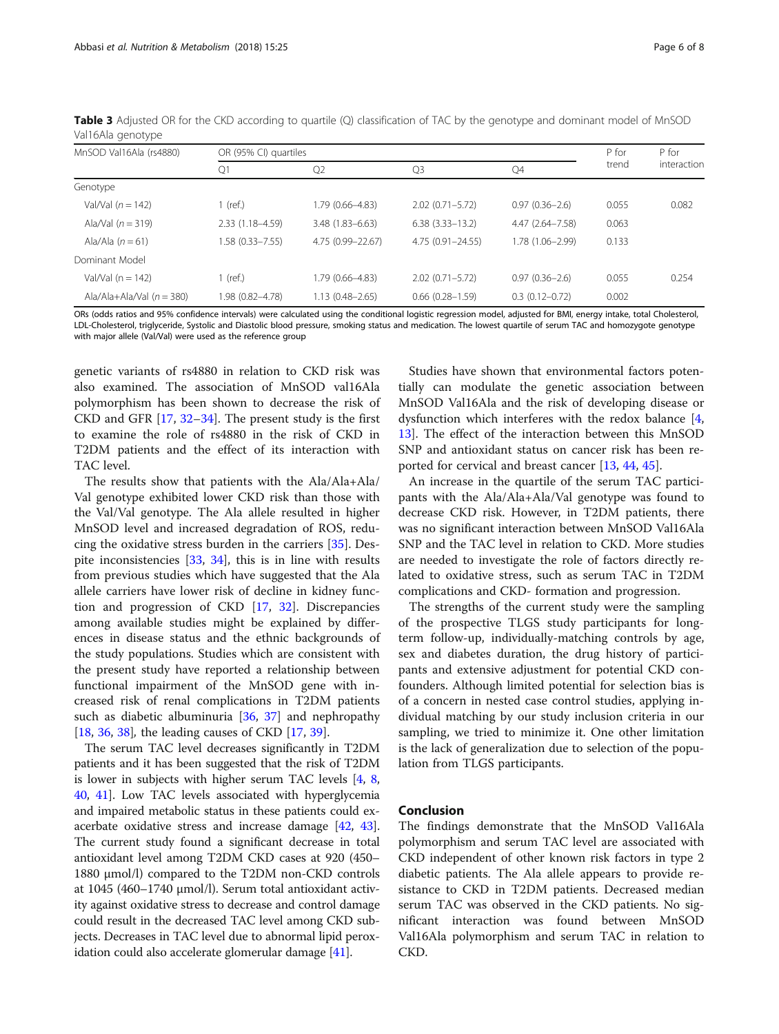**Table 3** Adjusted OR for the CKD according to quartile (Q) classification of TAC by the genotype and dominant model of MnSOD Val16Ala genotype

| MnSOD Val16Ala (rs4880) | OR (95% CI) quartiles | | | | P for trend | P for interaction |
|---|---|---|---|---|---|---|
| | Q1 | Q2 | Q3 | Q4 | | |
| Genotype | | | | | | |
| Val/Val ($n = 142$) | 1 (ref.) | 1.79 (0.66–4.83) | 2.02 (0.71–5.72) | 0.97 (0.36–2.6) | 0.055 | 0.082 |
| Ala/Val ($n = 319$) | 2.33 (1.18–4.59) | 3.48 (1.83–6.63) | 6.38 (3.33–13.2) | 4.47 (2.64–7.58) | 0.063 | |
| Ala/Ala ($n = 61$) | 1.58 (0.33–7.55) | 4.75 (0.99–22.67) | 4.75 (0.91–24.55) | 1.78 (1.06–2.99) | 0.133 | |
| Dominant Model | | | | | | |
| Val/Val ($n = 142$) | 1 (ref.) | 1.79 (0.66–4.83) | 2.02 (0.71–5.72) | 0.97 (0.36–2.6) | 0.055 | 0.254 |
| Ala/Ala+Ala/Val ($n = 380$) | 1.98 (0.82–4.78) | 1.13 (0.48–2.65) | 0.66 (0.28–1.59) | 0.3 (0.12–0.72) | 0.002 | |

ORs (odds ratios and 95% confidence intervals) were calculated using the conditional logistic regression model, adjusted for BMI, energy intake, total Cholesterol, LDL-Cholesterol, triglyceride, Systolic and Diastolic blood pressure, smoking status and medication. The lowest quartile of serum TAC and homozygote genotype with major allele (Val/Val) were used as the reference group

genetic variants of rs4880 in relation to CKD risk was also examined. The association of MnSOD val16Ala polymorphism has been shown to decrease the risk of CKD and GFR [17, 32–34]. The present study is the first to examine the role of rs4880 in the risk of CKD in T2DM patients and the effect of its interaction with TAC level.

The results show that patients with the Ala/Ala+Ala/Val genotype exhibited lower CKD risk than those with the Val/Val genotype. The Ala allele resulted in higher MnSOD level and increased degradation of ROS, reducing the oxidative stress burden in the carriers [35]. Despite inconsistencies [33, 34], this is in line with results from previous studies which have suggested that the Ala allele carriers have lower risk of decline in kidney function and progression of CKD [17, 32]. Discrepancies among available studies might be explained by differences in disease status and the ethnic backgrounds of the study populations. Studies which are consistent with the present study have reported a relationship between functional impairment of the MnSOD gene with increased risk of renal complications in T2DM patients such as diabetic albuminuria [36, 37] and nephropathy [18, 36, 38], the leading causes of CKD [17, 39].

The serum TAC level decreases significantly in T2DM patients and it has been suggested that the risk of T2DM is lower in subjects with higher serum TAC levels [4, 8, 40, 41]. Low TAC levels associated with hyperglycemia and impaired metabolic status in these patients could exacerbate oxidative stress and increase damage [42, 43]. The current study found a significant decrease in total antioxidant level among T2DM CKD cases at 920 (450–1880 μmol/l) compared to the T2DM non-CKD controls at 1045 (460–1740 μmol/l). Serum total antioxidant activity against oxidative stress to decrease and control damage could result in the decreased TAC level among CKD subjects. Decreases in TAC level due to abnormal lipid peroxidation could also accelerate glomerular damage [41].

Studies have shown that environmental factors potentially can modulate the genetic association between MnSOD Val16Ala and the risk of developing disease or dysfunction which interferes with the redox balance [4, 13]. The effect of the interaction between this MnSOD SNP and antioxidant status on cancer risk has been reported for cervical and breast cancer [13, 44, 45].

An increase in the quartile of the serum TAC participants with the Ala/Ala+Ala/Val genotype was found to decrease CKD risk. However, in T2DM patients, there was no significant interaction between MnSOD Val16Ala SNP and the TAC level in relation to CKD. More studies are needed to investigate the role of factors directly related to oxidative stress, such as serum TAC in T2DM complications and CKD- formation and progression.

The strengths of the current study were the sampling of the prospective TLGS study participants for long-term follow-up, individually-matching controls by age, sex and diabetes duration, the drug history of participants and extensive adjustment for potential CKD confounders. Although limited potential for selection bias is of a concern in nested case control studies, applying individual matching by our study inclusion criteria in our sampling, we tried to minimize it. One other limitation is the lack of generalization due to selection of the population from TLGS participants.

## Conclusion

The findings demonstrate that the MnSOD Val16Ala polymorphism and serum TAC level are associated with CKD independent of other known risk factors in type 2 diabetic patients. The Ala allele appears to provide resistance to CKD in T2DM patients. Decreased median serum TAC was observed in the CKD patients. No significant interaction was found between MnSOD Val16Ala polymorphism and serum TAC in relation to CKD.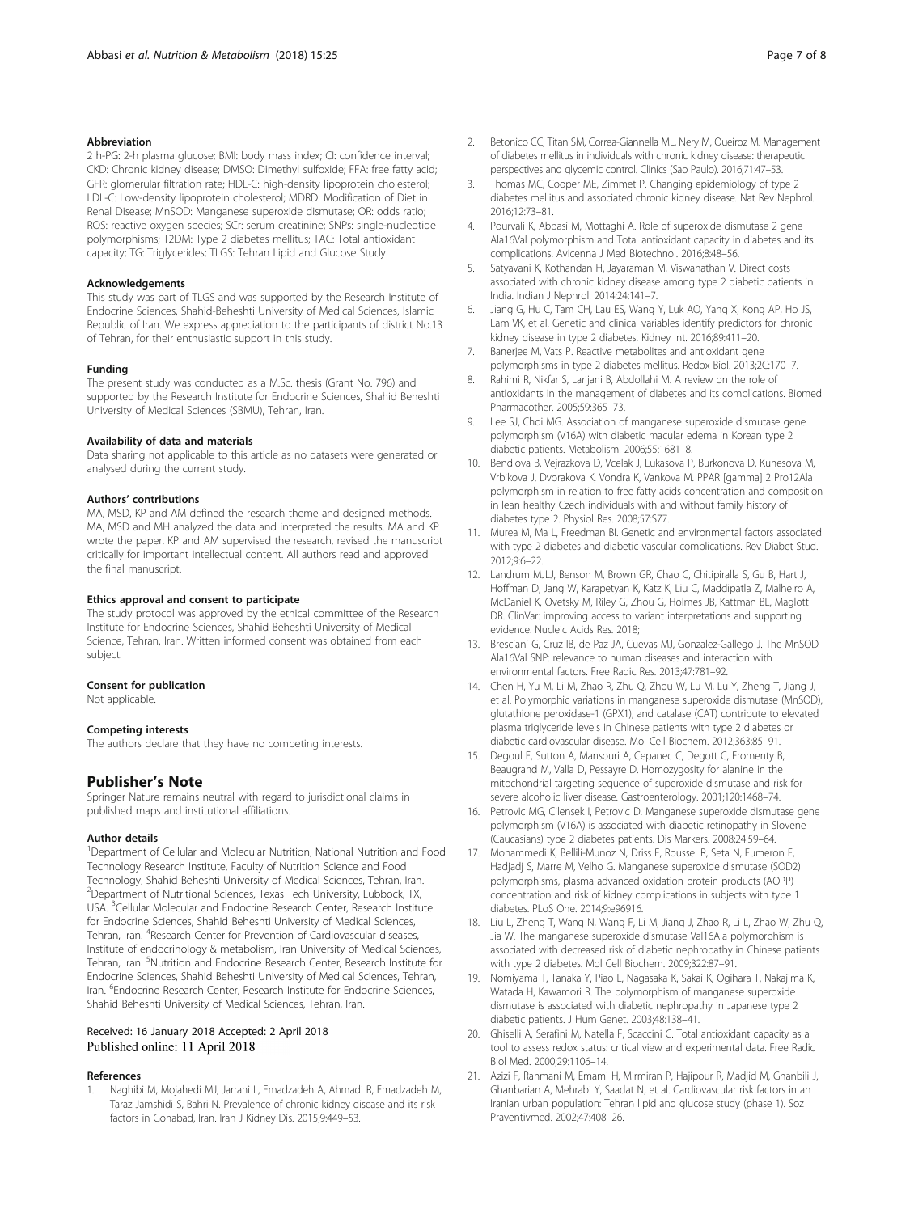#### Abbreviation

2 h-PG: 2-h plasma glucose; BMI: body mass index; CI: confidence interval; CKD: Chronic kidney disease; DMSO: Dimethyl sulfoxide; FFA: free fatty acid; GFR: glomerular filtration rate; HDL-C: high-density lipoprotein cholesterol; LDL-C: Low-density lipoprotein cholesterol; MDRD: Modification of Diet in Renal Disease; MnSOD: Manganese superoxide dismutase; OR: odds ratio; ROS: reactive oxygen species; SCr: serum creatinine; SNPs: single-nucleotide polymorphisms; T2DM: Type 2 diabetes mellitus; TAC: Total antioxidant capacity; TG: Triglycerides; TLGS: Tehran Lipid and Glucose Study

#### Acknowledgements

This study was part of TLGS and was supported by the Research Institute of Endocrine Sciences, Shahid-Beheshti University of Medical Sciences, Islamic Republic of Iran. We express appreciation to the participants of district No.13 of Tehran, for their enthusiastic support in this study.

#### Funding

The present study was conducted as a M.Sc. thesis (Grant No. 796) and supported by the Research Institute for Endocrine Sciences, Shahid Beheshti University of Medical Sciences (SBMU), Tehran, Iran.

#### Availability of data and materials

Data sharing not applicable to this article as no datasets were generated or analysed during the current study.

#### Authors' contributions

MA, MSD, KP and AM defined the research theme and designed methods. MA, MSD and MH analyzed the data and interpreted the results. MA and KP wrote the paper. KP and AM supervised the research, revised the manuscript critically for important intellectual content. All authors read and approved the final manuscript.

#### Ethics approval and consent to participate

The study protocol was approved by the ethical committee of the Research Institute for Endocrine Sciences, Shahid Beheshti University of Medical Science, Tehran, Iran. Written informed consent was obtained from each subject.

#### Consent for publication

Not applicable.

#### Competing interests

The authors declare that they have no competing interests.

## Publisher's Note

Springer Nature remains neutral with regard to jurisdictional claims in published maps and institutional affiliations.

#### Author details

[1]Department of Cellular and Molecular Nutrition, National Nutrition and Food Technology Research Institute, Faculty of Nutrition Science and Food Technology, Shahid Beheshti University of Medical Sciences, Tehran, Iran. [2]Department of Nutritional Sciences, Texas Tech University, Lubbock, TX, USA. [3]Cellular Molecular and Endocrine Research Center, Research Institute for Endocrine Sciences, Shahid Beheshti University of Medical Sciences, Tehran, Iran. [4]Research Center for Prevention of Cardiovascular diseases, Institute of endocrinology & metabolism, Iran University of Medical Sciences, Tehran, Iran. [5]Nutrition and Endocrine Research Center, Research Institute for Endocrine Sciences, Shahid Beheshti University of Medical Sciences, Tehran, Iran. [6]Endocrine Research Center, Research Institute for Endocrine Sciences, Shahid Beheshti University of Medical Sciences, Tehran, Iran.

Received: 16 January 2018 Accepted: 2 April 2018
Published online: 11 April 2018

#### References

1. Naghibi M, Mojahedi MJ, Jarrahi L, Emadzadeh A, Ahmadi R, Emadzadeh M, Taraz Jamshidi S, Bahri N. Prevalence of chronic kidney disease and its risk factors in Gonabad, Iran. Iran J Kidney Dis. 2015;9:449–53.
2. Betonico CC, Titan SM, Correa-Giannella ML, Nery M, Queiroz M. Management of diabetes mellitus in individuals with chronic kidney disease: therapeutic perspectives and glycemic control. Clinics (Sao Paulo). 2016;71:47–53.
3. Thomas MC, Cooper ME, Zimmet P. Changing epidemiology of type 2 diabetes mellitus and associated chronic kidney disease. Nat Rev Nephrol. 2016;12:73–81.
4. Pourvali K, Abbasi M, Mottaghi A. Role of superoxide dismutase 2 gene Ala16Val polymorphism and Total antioxidant capacity in diabetes and its complications. Avicenna J Med Biotechnol. 2016;8:48–56.
5. Satyavani K, Kothandan H, Jayaraman M, Viswanathan V. Direct costs associated with chronic kidney disease among type 2 diabetic patients in India. Indian J Nephrol. 2014;24:141–7.
6. Jiang G, Hu C, Tam CH, Lau ES, Wang Y, Luk AO, Yang X, Kong AP, Ho JS, Lam VK, et al. Genetic and clinical variables identify predictors for chronic kidney disease in type 2 diabetes. Kidney Int. 2016;89:411–20.
7. Banerjee M, Vats P. Reactive metabolites and antioxidant gene polymorphisms in type 2 diabetes mellitus. Redox Biol. 2013;2C:170–7.
8. Rahimi R, Nikfar S, Larijani B, Abdollahi M. A review on the role of antioxidants in the management of diabetes and its complications. Biomed Pharmacother. 2005;59:365–73.
9. Lee SJ, Choi MG. Association of manganese superoxide dismutase gene polymorphism (V16A) with diabetic macular edema in Korean type 2 diabetic patients. Metabolism. 2006;55:1681–8.
10. Bendlova B, Vejrazkova D, Vcelak J, Lukasova P, Burkonova D, Kunesova M, Vrbikova J, Dvorakova K, Vondra K, Vankova M. PPAR [gamma] 2 Pro12Ala polymorphism in relation to free fatty acids concentration and composition in lean healthy Czech individuals with and without family history of diabetes type 2. Physiol Res. 2008;57:S77.
11. Murea M, Ma L, Freedman BI. Genetic and environmental factors associated with type 2 diabetes and diabetic vascular complications. Rev Diabet Stud. 2012;9:6–22.
12. Landrum MJLJ, Benson M, Brown GR, Chao C, Chitipiralla S, Gu B, Hart J, Hoffman D, Jang W, Karapetyan K, Katz K, Liu C, Maddipatla Z, Malheiro A, McDaniel K, Ovetsky M, Riley G, Zhou G, Holmes JB, Kattman BL, Maglott DR. ClinVar: improving access to variant interpretations and supporting evidence. Nucleic Acids Res. 2018;
13. Bresciani G, Cruz IB, de Paz JA, Cuevas MJ, Gonzalez-Gallego J. The MnSOD Ala16Val SNP: relevance to human diseases and interaction with environmental factors. Free Radic Res. 2013;47:781–92.
14. Chen H, Yu M, Li M, Zhao R, Zhu Q, Zhou W, Lu M, Lu Y, Zheng T, Jiang J, et al. Polymorphic variations in manganese superoxide dismutase (MnSOD), glutathione peroxidase-1 (GPX1), and catalase (CAT) contribute to elevated plasma triglyceride levels in Chinese patients with type 2 diabetes or diabetic cardiovascular disease. Mol Cell Biochem. 2012;363:85–91.
15. Degoul F, Sutton A, Mansouri A, Cepanec C, Degott C, Fromenty B, Beaugrand M, Valla D, Pessayre D. Homozygosity for alanine in the mitochondrial targeting sequence of superoxide dismutase and risk for severe alcoholic liver disease. Gastroenterology. 2001;120:1468–74.
16. Petrovic MG, Cilensek I, Petrovic D. Manganese superoxide dismutase gene polymorphism (V16A) is associated with diabetic retinopathy in Slovene (Caucasians) type 2 diabetes patients. Dis Markers. 2008;24:59–64.
17. Mohammedi K, Bellili-Munoz N, Driss F, Roussel R, Seta N, Fumeron F, Hadjadj S, Marre M, Velho G. Manganese superoxide dismutase (SOD2) polymorphisms, plasma advanced oxidation protein products (AOPP) concentration and risk of kidney complications in subjects with type 1 diabetes. PLoS One. 2014;9:e96916.
18. Liu L, Zheng T, Wang N, Wang F, Li M, Jiang J, Zhao R, Li L, Zhao W, Zhu Q, Jia W. The manganese superoxide dismutase Val16Ala polymorphism is associated with decreased risk of diabetic nephropathy in Chinese patients with type 2 diabetes. Mol Cell Biochem. 2009;322:87–91.
19. Nomiyama T, Tanaka Y, Piao L, Nagasaka K, Sakai K, Ogihara T, Nakajima K, Watada H, Kawamori R. The polymorphism of manganese superoxide dismutase is associated with diabetic nephropathy in Japanese type 2 diabetic patients. J Hum Genet. 2003;48:138–41.
20. Ghiselli A, Serafini M, Natella F, Scaccini C. Total antioxidant capacity as a tool to assess redox status: critical view and experimental data. Free Radic Biol Med. 2000;29:1106–14.
21. Azizi F, Rahmani M, Emami H, Mirmiran P, Hajipour R, Madjid M, Ghanbili J, Ghanbarian A, Mehrabi Y, Saadat N, et al. Cardiovascular risk factors in an Iranian urban population: Tehran lipid and glucose study (phase 1). Soz Praventivmed. 2002;47:408–26.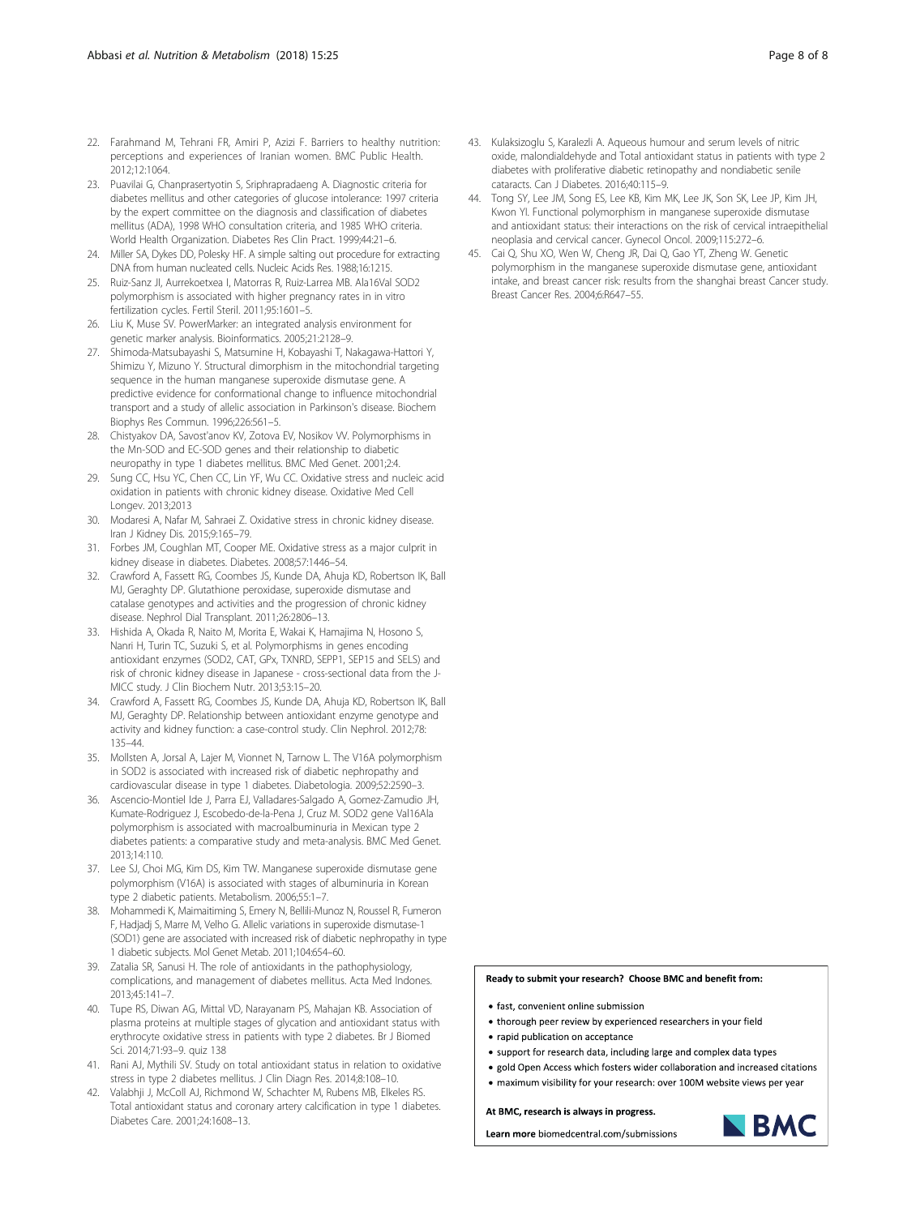22. Farahmand M, Tehrani FR, Amiri P, Azizi F. Barriers to healthy nutrition: perceptions and experiences of Iranian women. BMC Public Health. 2012;12:1064.
23. Puavilai G, Chanprasertyotin S, Sriphrapradaeng A. Diagnostic criteria for diabetes mellitus and other categories of glucose intolerance: 1997 criteria by the expert committee on the diagnosis and classification of diabetes mellitus (ADA), 1998 WHO consultation criteria, and 1985 WHO criteria. World Health Organization. Diabetes Res Clin Pract. 1999;44:21–6.
24. Miller SA, Dykes DD, Polesky HF. A simple salting out procedure for extracting DNA from human nucleated cells. Nucleic Acids Res. 1988;16:1215.
25. Ruiz-Sanz JI, Aurrekoetxea I, Matorras R, Ruiz-Larrea MB. Ala16Val SOD2 polymorphism is associated with higher pregnancy rates in in vitro fertilization cycles. Fertil Steril. 2011;95:1601–5.
26. Liu K, Muse SV. PowerMarker: an integrated analysis environment for genetic marker analysis. Bioinformatics. 2005;21:2128–9.
27. Shimoda-Matsubayashi S, Matsumine H, Kobayashi T, Nakagawa-Hattori Y, Shimizu Y, Mizuno Y. Structural dimorphism in the mitochondrial targeting sequence in the human manganese superoxide dismutase gene. A predictive evidence for conformational change to influence mitochondrial transport and a study of allelic association in Parkinson's disease. Biochem Biophys Res Commun. 1996;226:561–5.
28. Chistyakov DA, Savost'anov KV, Zotova EV, Nosikov VV. Polymorphisms in the Mn-SOD and EC-SOD genes and their relationship to diabetic neuropathy in type 1 diabetes mellitus. BMC Med Genet. 2001;2:4.
29. Sung CC, Hsu YC, Chen CC, Lin YF, Wu CC. Oxidative stress and nucleic acid oxidation in patients with chronic kidney disease. Oxidative Med Cell Longev. 2013;2013
30. Modaresi A, Nafar M, Sahraei Z. Oxidative stress in chronic kidney disease. Iran J Kidney Dis. 2015;9:165–79.
31. Forbes JM, Coughlan MT, Cooper ME. Oxidative stress as a major culprit in kidney disease in diabetes. Diabetes. 2008;57:1446–54.
32. Crawford A, Fassett RG, Coombes JS, Kunde DA, Ahuja KD, Robertson IK, Ball MJ, Geraghty DP. Glutathione peroxidase, superoxide dismutase and catalase genotypes and activities and the progression of chronic kidney disease. Nephrol Dial Transplant. 2011;26:2806–13.
33. Hishida A, Okada R, Naito M, Morita E, Wakai K, Hamajima N, Hosono S, Nanri H, Turin TC, Suzuki S, et al. Polymorphisms in genes encoding antioxidant enzymes (SOD2, CAT, GPx, TXNRD, SEPP1, SEP15 and SELS) and risk of chronic kidney disease in Japanese - cross-sectional data from the J-MICC study. J Clin Biochem Nutr. 2013;53:15–20.
34. Crawford A, Fassett RG, Coombes JS, Kunde DA, Ahuja KD, Robertson IK, Ball MJ, Geraghty DP. Relationship between antioxidant enzyme genotype and activity and kidney function: a case-control study. Clin Nephrol. 2012;78:135–44.
35. Mollsten A, Jorsal A, Lajer M, Vionnet N, Tarnow L. The V16A polymorphism in SOD2 is associated with increased risk of diabetic nephropathy and cardiovascular disease in type 1 diabetes. Diabetologia. 2009;52:2590–3.
36. Ascencio-Montiel Ide J, Parra EJ, Valladares-Salgado A, Gomez-Zamudio JH, Kumate-Rodriguez J, Escobedo-de-la-Pena J, Cruz M. SOD2 gene Val16Ala polymorphism is associated with macroalbuminuria in Mexican type 2 diabetes patients: a comparative study and meta-analysis. BMC Med Genet. 2013;14:110.
37. Lee SJ, Choi MG, Kim DS, Kim TW. Manganese superoxide dismutase gene polymorphism (V16A) is associated with stages of albuminuria in Korean type 2 diabetic patients. Metabolism. 2006;55:1–7.
38. Mohammedi K, Maimaitiming S, Emery N, Bellili-Munoz N, Roussel R, Fumeron F, Hadjadj S, Marre M, Velho G. Allelic variations in superoxide dismutase-1 (SOD1) gene are associated with increased risk of diabetic nephropathy in type 1 diabetic subjects. Mol Genet Metab. 2011;104:654–60.
39. Zatalia SR, Sanusi H. The role of antioxidants in the pathophysiology, complications, and management of diabetes mellitus. Acta Med Indones. 2013;45:141–7.
40. Tupe RS, Diwan AG, Mittal VD, Narayanam PS, Mahajan KB. Association of plasma proteins at multiple stages of glycation and antioxidant status with erythrocyte oxidative stress in patients with type 2 diabetes. Br J Biomed Sci. 2014;71:93–9. quiz 138
41. Rani AJ, Mythili SV. Study on total antioxidant status in relation to oxidative stress in type 2 diabetes mellitus. J Clin Diagn Res. 2014;8:108–10.
42. Valabhji J, McColl AJ, Richmond W, Schachter M, Rubens MB, Elkeles RS. Total antioxidant status and coronary artery calcification in type 1 diabetes. Diabetes Care. 2001;24:1608–13.
43. Kulaksizoglu S, Karalezli A. Aqueous humour and serum levels of nitric oxide, malondialdehyde and Total antioxidant status in patients with type 2 diabetes with proliferative diabetic retinopathy and nondiabetic senile cataracts. Can J Diabetes. 2016;40:115–9.
44. Tong SY, Lee JM, Song ES, Lee KB, Kim MK, Lee JK, Son SK, Lee JP, Kim JH, Kwon YI. Functional polymorphism in manganese superoxide dismutase and antioxidant status: their interactions on the risk of cervical intraepithelial neoplasia and cervical cancer. Gynecol Oncol. 2009;115:272–6.
45. Cai Q, Shu XO, Wen W, Cheng JR, Dai Q, Gao YT, Zheng W. Genetic polymorphism in the manganese superoxide dismutase gene, antioxidant intake, and breast cancer risk: results from the shanghai breast Cancer study. Breast Cancer Res. 2004;6:R647–55.

**Ready to submit your research? Choose BMC and benefit from:**

- fast, convenient online submission
- thorough peer review by experienced researchers in your field
- rapid publication on acceptance
- support for research data, including large and complex data types
- gold Open Access which fosters wider collaboration and increased citations
- maximum visibility for your research: over 100M website views per year

**At BMC, research is always in progress.**

**Learn more** biomedcentral.com/submissions

BMC